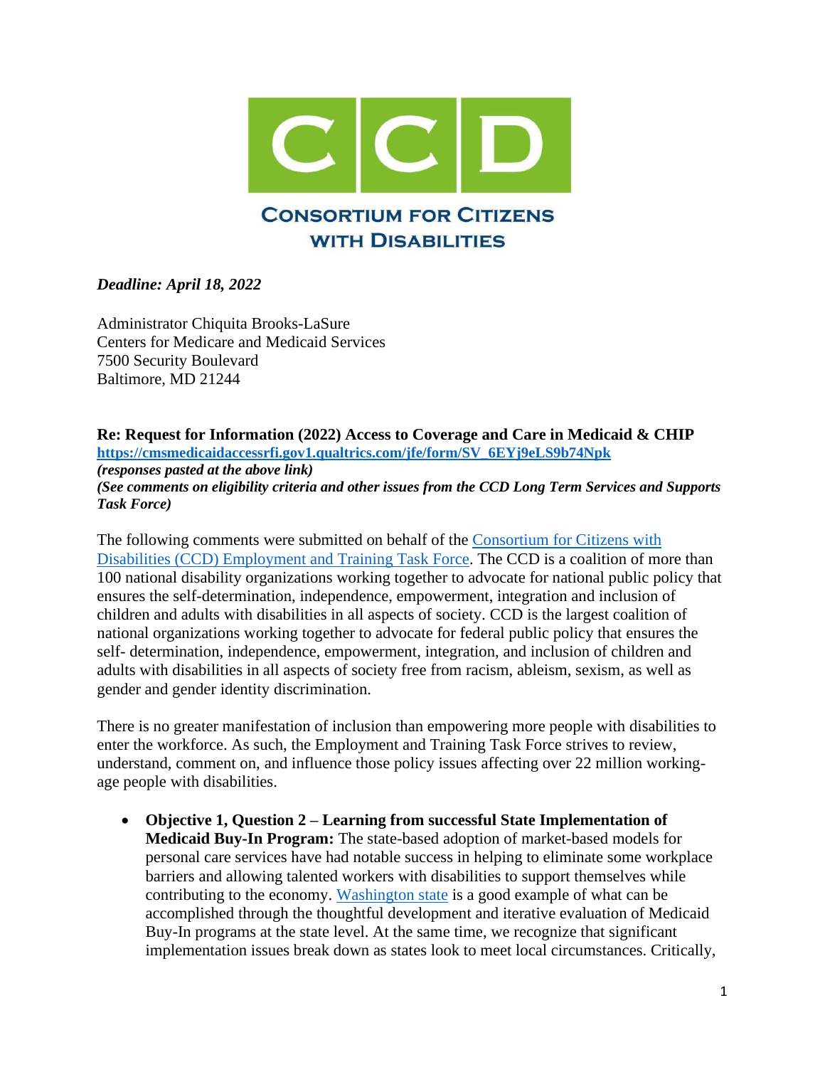# CCD

**Consortium for Citizens with Disabilities**

***Deadline: April 18, 2022***

Administrator Chiquita Brooks-LaSure
Centers for Medicare and Medicaid Services
7500 Security Boulevard
Baltimore, MD 21244

**Re: Request for Information (2022) Access to Coverage and Care in Medicaid & CHIP**
**https://cmsmedicaidaccessrfi.gov1.qualtrics.com/jfe/form/SV_6EYj9eLS9b74Npk**
***(responses pasted at the above link)***
***(See comments on eligibility criteria and other issues from the CCD Long Term Services and Supports Task Force)***

The following comments were submitted on behalf of the Consortium for Citizens with Disabilities (CCD) Employment and Training Task Force. The CCD is a coalition of more than 100 national disability organizations working together to advocate for national public policy that ensures the self-determination, independence, empowerment, integration and inclusion of children and adults with disabilities in all aspects of society. CCD is the largest coalition of national organizations working together to advocate for federal public policy that ensures the self- determination, independence, empowerment, integration, and inclusion of children and adults with disabilities in all aspects of society free from racism, ableism, sexism, as well as gender and gender identity discrimination.

There is no greater manifestation of inclusion than empowering more people with disabilities to enter the workforce. As such, the Employment and Training Task Force strives to review, understand, comment on, and influence those policy issues affecting over 22 million working-age people with disabilities.

- **Objective 1, Question 2 – Learning from successful State Implementation of Medicaid Buy-In Program:** The state-based adoption of market-based models for personal care services have had notable success in helping to eliminate some workplace barriers and allowing talented workers with disabilities to support themselves while contributing to the economy. Washington state is a good example of what can be accomplished through the thoughtful development and iterative evaluation of Medicaid Buy-In programs at the state level. At the same time, we recognize that significant implementation issues break down as states look to meet local circumstances. Critically,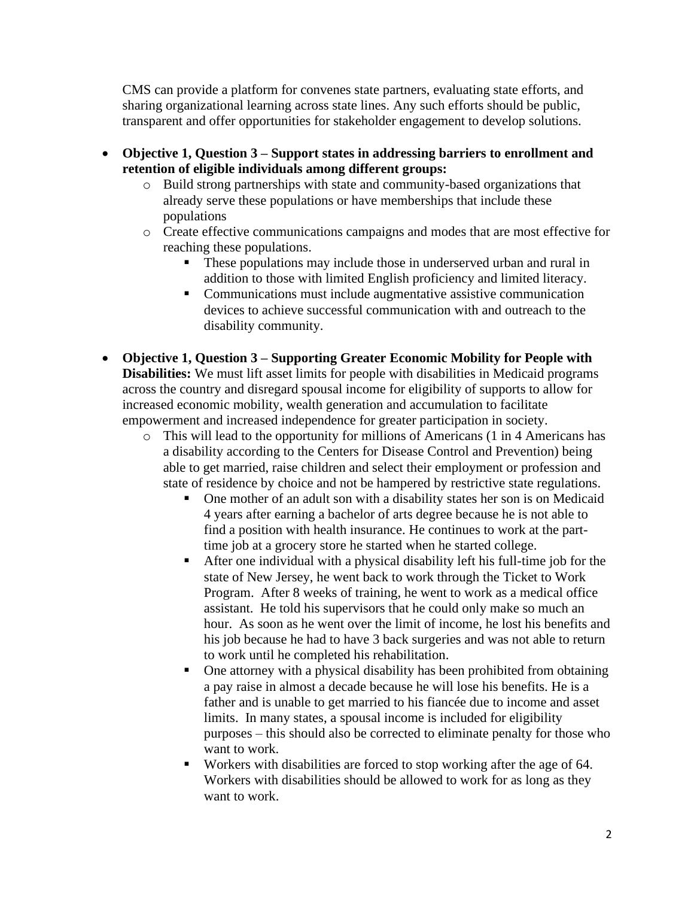CMS can provide a platform for convenes state partners, evaluating state efforts, and sharing organizational learning across state lines. Any such efforts should be public, transparent and offer opportunities for stakeholder engagement to develop solutions.

- **Objective 1, Question 3 – Support states in addressing barriers to enrollment and retention of eligible individuals among different groups:**
  - Build strong partnerships with state and community-based organizations that already serve these populations or have memberships that include these populations
  - Create effective communications campaigns and modes that are most effective for reaching these populations.
    - These populations may include those in underserved urban and rural in addition to those with limited English proficiency and limited literacy.
    - Communications must include augmentative assistive communication devices to achieve successful communication with and outreach to the disability community.

- **Objective 1, Question 3 – Supporting Greater Economic Mobility for People with Disabilities:** We must lift asset limits for people with disabilities in Medicaid programs across the country and disregard spousal income for eligibility of supports to allow for increased economic mobility, wealth generation and accumulation to facilitate empowerment and increased independence for greater participation in society.
  - This will lead to the opportunity for millions of Americans (1 in 4 Americans has a disability according to the Centers for Disease Control and Prevention) being able to get married, raise children and select their employment or profession and state of residence by choice and not be hampered by restrictive state regulations.
    - One mother of an adult son with a disability states her son is on Medicaid 4 years after earning a bachelor of arts degree because he is not able to find a position with health insurance. He continues to work at the part-time job at a grocery store he started when he started college.
    - After one individual with a physical disability left his full-time job for the state of New Jersey, he went back to work through the Ticket to Work Program. After 8 weeks of training, he went to work as a medical office assistant. He told his supervisors that he could only make so much an hour. As soon as he went over the limit of income, he lost his benefits and his job because he had to have 3 back surgeries and was not able to return to work until he completed his rehabilitation.
    - One attorney with a physical disability has been prohibited from obtaining a pay raise in almost a decade because he will lose his benefits. He is a father and is unable to get married to his fiancée due to income and asset limits. In many states, a spousal income is included for eligibility purposes – this should also be corrected to eliminate penalty for those who want to work.
    - Workers with disabilities are forced to stop working after the age of 64. Workers with disabilities should be allowed to work for as long as they want to work.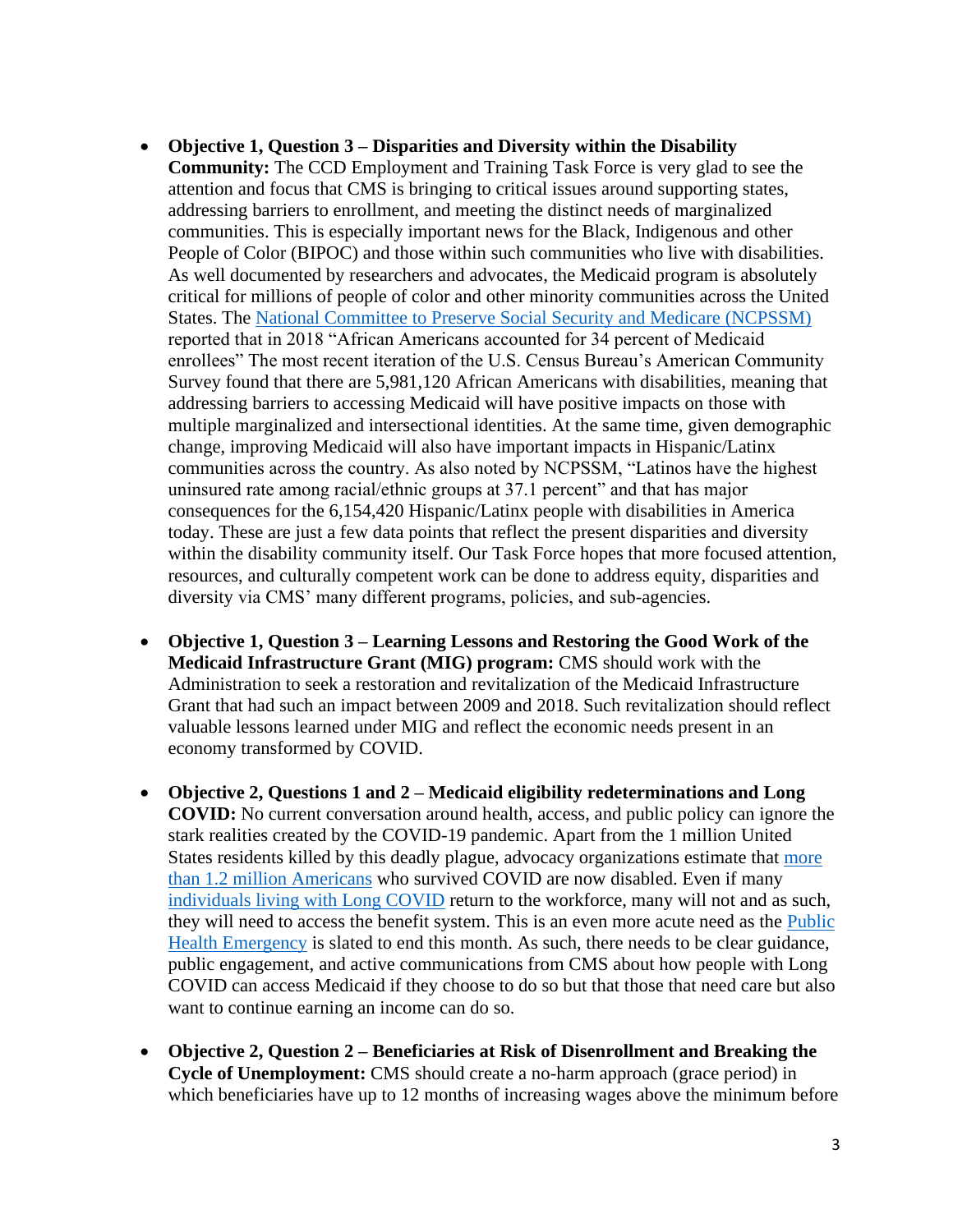- **Objective 1, Question 3 – Disparities and Diversity within the Disability Community:** The CCD Employment and Training Task Force is very glad to see the attention and focus that CMS is bringing to critical issues around supporting states, addressing barriers to enrollment, and meeting the distinct needs of marginalized communities. This is especially important news for the Black, Indigenous and other People of Color (BIPOC) and those within such communities who live with disabilities. As well documented by researchers and advocates, the Medicaid program is absolutely critical for millions of people of color and other minority communities across the United States. The National Committee to Preserve Social Security and Medicare (NCPSSM) reported that in 2018 "African Americans accounted for 34 percent of Medicaid enrollees" The most recent iteration of the U.S. Census Bureau's American Community Survey found that there are 5,981,120 African Americans with disabilities, meaning that addressing barriers to accessing Medicaid will have positive impacts on those with multiple marginalized and intersectional identities. At the same time, given demographic change, improving Medicaid will also have important impacts in Hispanic/Latinx communities across the country. As also noted by NCPSSM, "Latinos have the highest uninsured rate among racial/ethnic groups at 37.1 percent" and that has major consequences for the 6,154,420 Hispanic/Latinx people with disabilities in America today. These are just a few data points that reflect the present disparities and diversity within the disability community itself. Our Task Force hopes that more focused attention, resources, and culturally competent work can be done to address equity, disparities and diversity via CMS' many different programs, policies, and sub-agencies.

- **Objective 1, Question 3 – Learning Lessons and Restoring the Good Work of the Medicaid Infrastructure Grant (MIG) program:** CMS should work with the Administration to seek a restoration and revitalization of the Medicaid Infrastructure Grant that had such an impact between 2009 and 2018. Such revitalization should reflect valuable lessons learned under MIG and reflect the economic needs present in an economy transformed by COVID.

- **Objective 2, Questions 1 and 2 – Medicaid eligibility redeterminations and Long COVID:** No current conversation around health, access, and public policy can ignore the stark realities created by the COVID-19 pandemic. Apart from the 1 million United States residents killed by this deadly plague, advocacy organizations estimate that more than 1.2 million Americans who survived COVID are now disabled. Even if many individuals living with Long COVID return to the workforce, many will not and as such, they will need to access the benefit system. This is an even more acute need as the Public Health Emergency is slated to end this month. As such, there needs to be clear guidance, public engagement, and active communications from CMS about how people with Long COVID can access Medicaid if they choose to do so but that those that need care but also want to continue earning an income can do so.

- **Objective 2, Question 2 – Beneficiaries at Risk of Disenrollment and Breaking the Cycle of Unemployment:** CMS should create a no-harm approach (grace period) in which beneficiaries have up to 12 months of increasing wages above the minimum before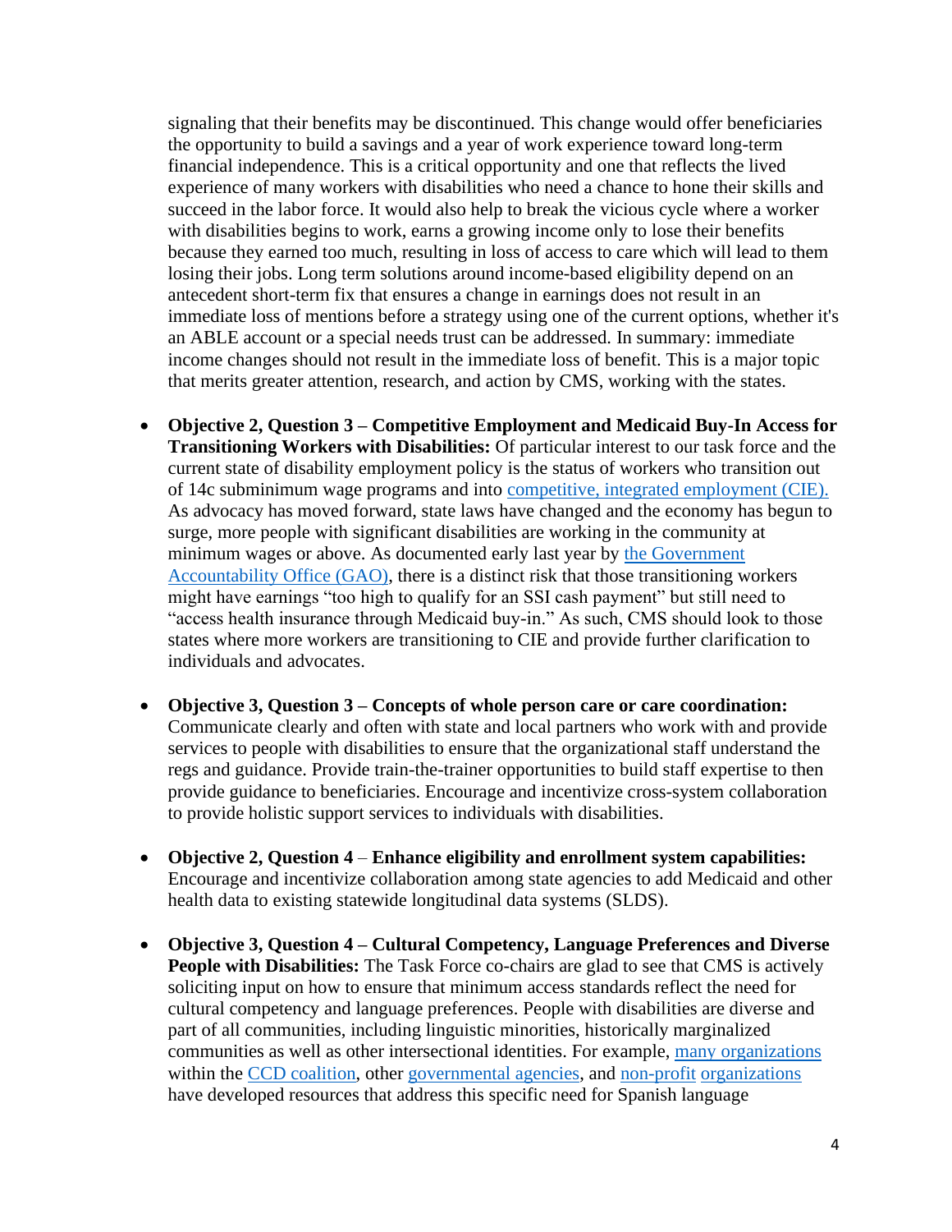signaling that their benefits may be discontinued. This change would offer beneficiaries the opportunity to build a savings and a year of work experience toward long-term financial independence. This is a critical opportunity and one that reflects the lived experience of many workers with disabilities who need a chance to hone their skills and succeed in the labor force. It would also help to break the vicious cycle where a worker with disabilities begins to work, earns a growing income only to lose their benefits because they earned too much, resulting in loss of access to care which will lead to them losing their jobs. Long term solutions around income-based eligibility depend on an antecedent short-term fix that ensures a change in earnings does not result in an immediate loss of mentions before a strategy using one of the current options, whether it's an ABLE account or a special needs trust can be addressed. In summary: immediate income changes should not result in the immediate loss of benefit. This is a major topic that merits greater attention, research, and action by CMS, working with the states.

- **Objective 2, Question 3 – Competitive Employment and Medicaid Buy-In Access for Transitioning Workers with Disabilities:** Of particular interest to our task force and the current state of disability employment policy is the status of workers who transition out of 14c subminimum wage programs and into competitive, integrated employment (CIE). As advocacy has moved forward, state laws have changed and the economy has begun to surge, more people with significant disabilities are working in the community at minimum wages or above. As documented early last year by the Government Accountability Office (GAO), there is a distinct risk that those transitioning workers might have earnings "too high to qualify for an SSI cash payment" but still need to "access health insurance through Medicaid buy-in." As such, CMS should look to those states where more workers are transitioning to CIE and provide further clarification to individuals and advocates.

- **Objective 3, Question 3 – Concepts of whole person care or care coordination:** Communicate clearly and often with state and local partners who work with and provide services to people with disabilities to ensure that the organizational staff understand the regs and guidance. Provide train-the-trainer opportunities to build staff expertise to then provide guidance to beneficiaries. Encourage and incentivize cross-system collaboration to provide holistic support services to individuals with disabilities.

- **Objective 2, Question 4** – **Enhance eligibility and enrollment system capabilities:** Encourage and incentivize collaboration among state agencies to add Medicaid and other health data to existing statewide longitudinal data systems (SLDS).

- **Objective 3, Question 4 – Cultural Competency, Language Preferences and Diverse People with Disabilities:** The Task Force co-chairs are glad to see that CMS is actively soliciting input on how to ensure that minimum access standards reflect the need for cultural competency and language preferences. People with disabilities are diverse and part of all communities, including linguistic minorities, historically marginalized communities as well as other intersectional identities. For example, many organizations within the CCD coalition, other governmental agencies, and non-profit organizations have developed resources that address this specific need for Spanish language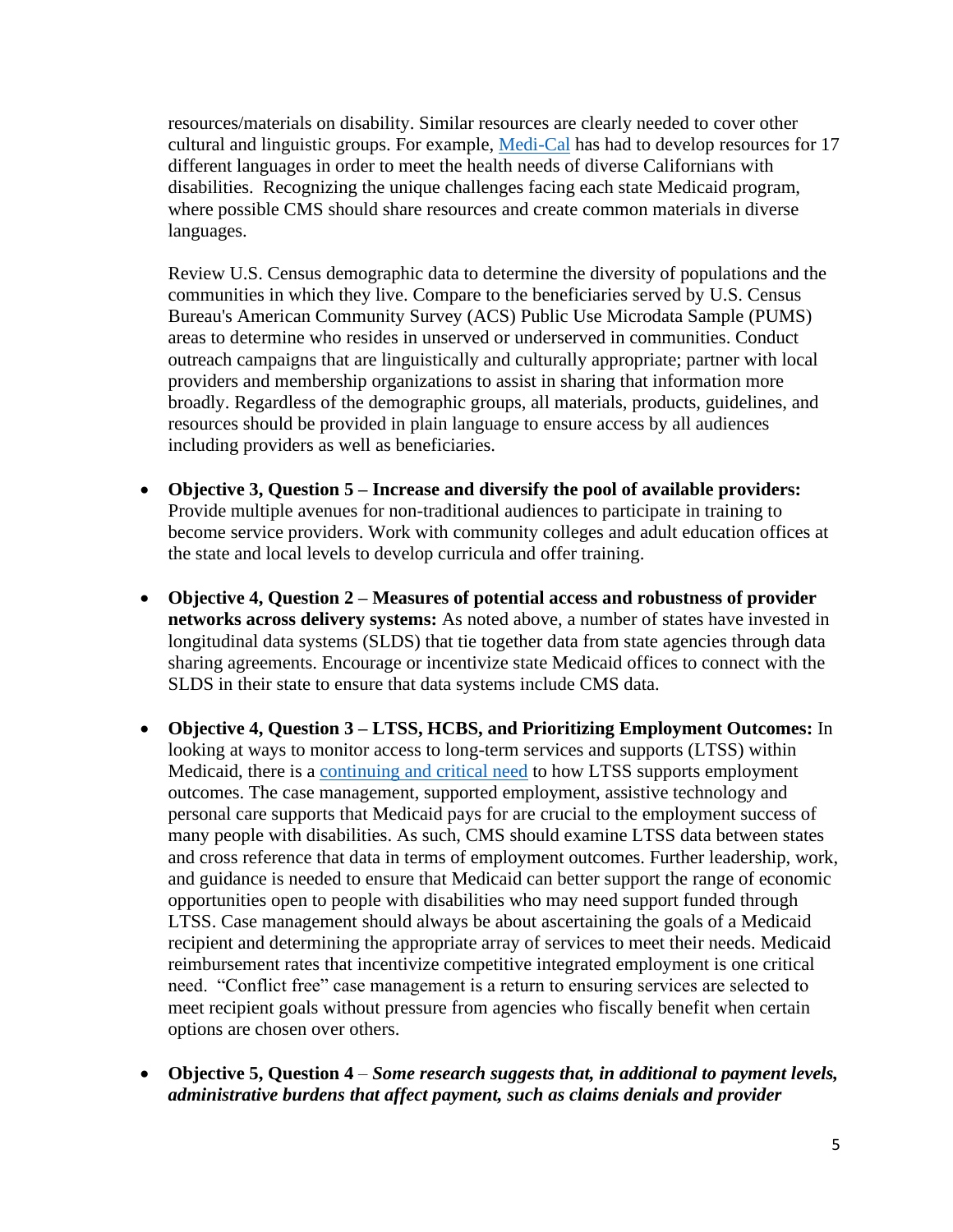resources/materials on disability. Similar resources are clearly needed to cover other cultural and linguistic groups. For example, [Medi-Cal]() has had to develop resources for 17 different languages in order to meet the health needs of diverse Californians with disabilities. Recognizing the unique challenges facing each state Medicaid program, where possible CMS should share resources and create common materials in diverse languages.

Review U.S. Census demographic data to determine the diversity of populations and the communities in which they live. Compare to the beneficiaries served by U.S. Census Bureau's American Community Survey (ACS) Public Use Microdata Sample (PUMS) areas to determine who resides in unserved or underserved in communities. Conduct outreach campaigns that are linguistically and culturally appropriate; partner with local providers and membership organizations to assist in sharing that information more broadly. Regardless of the demographic groups, all materials, products, guidelines, and resources should be provided in plain language to ensure access by all audiences including providers as well as beneficiaries.

- **Objective 3, Question 5 – Increase and diversify the pool of available providers:** Provide multiple avenues for non-traditional audiences to participate in training to become service providers. Work with community colleges and adult education offices at the state and local levels to develop curricula and offer training.

- **Objective 4, Question 2 – Measures of potential access and robustness of provider networks across delivery systems:** As noted above, a number of states have invested in longitudinal data systems (SLDS) that tie together data from state agencies through data sharing agreements. Encourage or incentivize state Medicaid offices to connect with the SLDS in their state to ensure that data systems include CMS data.

- **Objective 4, Question 3 – LTSS, HCBS, and Prioritizing Employment Outcomes:** In looking at ways to monitor access to long-term services and supports (LTSS) within Medicaid, there is a [continuing and critical need]() to how LTSS supports employment outcomes. The case management, supported employment, assistive technology and personal care supports that Medicaid pays for are crucial to the employment success of many people with disabilities. As such, CMS should examine LTSS data between states and cross reference that data in terms of employment outcomes. Further leadership, work, and guidance is needed to ensure that Medicaid can better support the range of economic opportunities open to people with disabilities who may need support funded through LTSS. Case management should always be about ascertaining the goals of a Medicaid recipient and determining the appropriate array of services to meet their needs. Medicaid reimbursement rates that incentivize competitive integrated employment is one critical need. "Conflict free" case management is a return to ensuring services are selected to meet recipient goals without pressure from agencies who fiscally benefit when certain options are chosen over others.

- **Objective 5, Question 4** – ***Some research suggests that, in additional to payment levels, administrative burdens that affect payment, such as claims denials and provider***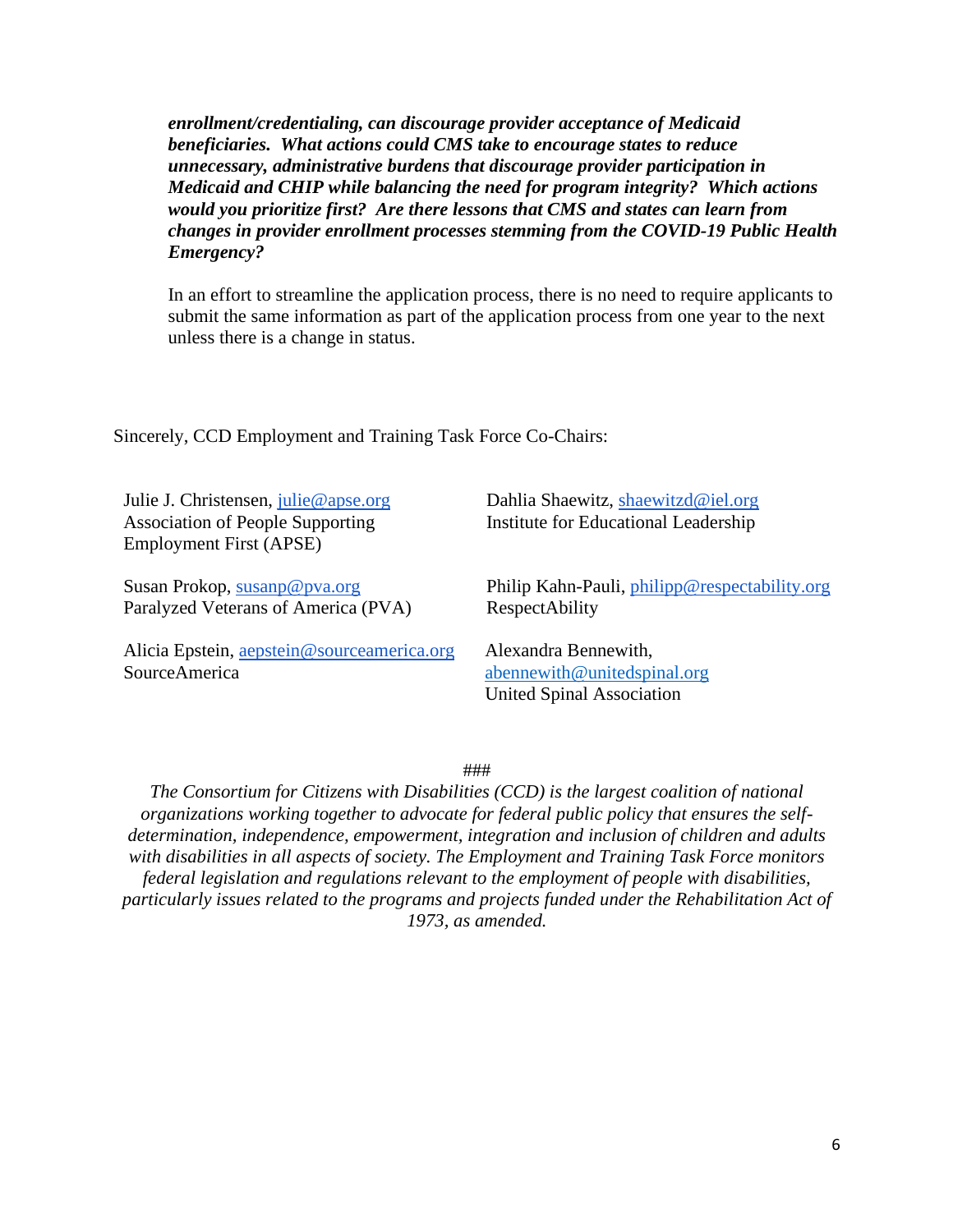***enrollment/credentialing, can discourage provider acceptance of Medicaid beneficiaries. What actions could CMS take to encourage states to reduce unnecessary, administrative burdens that discourage provider participation in Medicaid and CHIP while balancing the need for program integrity? Which actions would you prioritize first? Are there lessons that CMS and states can learn from changes in provider enrollment processes stemming from the COVID-19 Public Health Emergency?***

In an effort to streamline the application process, there is no need to require applicants to submit the same information as part of the application process from one year to the next unless there is a change in status.

Sincerely, CCD Employment and Training Task Force Co-Chairs:

Julie J. Christensen, julie@apse.org
Association of People Supporting Employment First (APSE)

Dahlia Shaewitz, shaewitzd@iel.org
Institute for Educational Leadership

Susan Prokop, susanp@pva.org
Paralyzed Veterans of America (PVA)

Philip Kahn-Pauli, philipp@respectability.org
RespectAbility

Alicia Epstein, aepstein@sourceamerica.org
SourceAmerica

Alexandra Bennewith, abennewith@unitedspinal.org
United Spinal Association

###

*The Consortium for Citizens with Disabilities (CCD) is the largest coalition of national organizations working together to advocate for federal public policy that ensures the self-determination, independence, empowerment, integration and inclusion of children and adults with disabilities in all aspects of society. The Employment and Training Task Force monitors federal legislation and regulations relevant to the employment of people with disabilities, particularly issues related to the programs and projects funded under the Rehabilitation Act of 1973, as amended.*